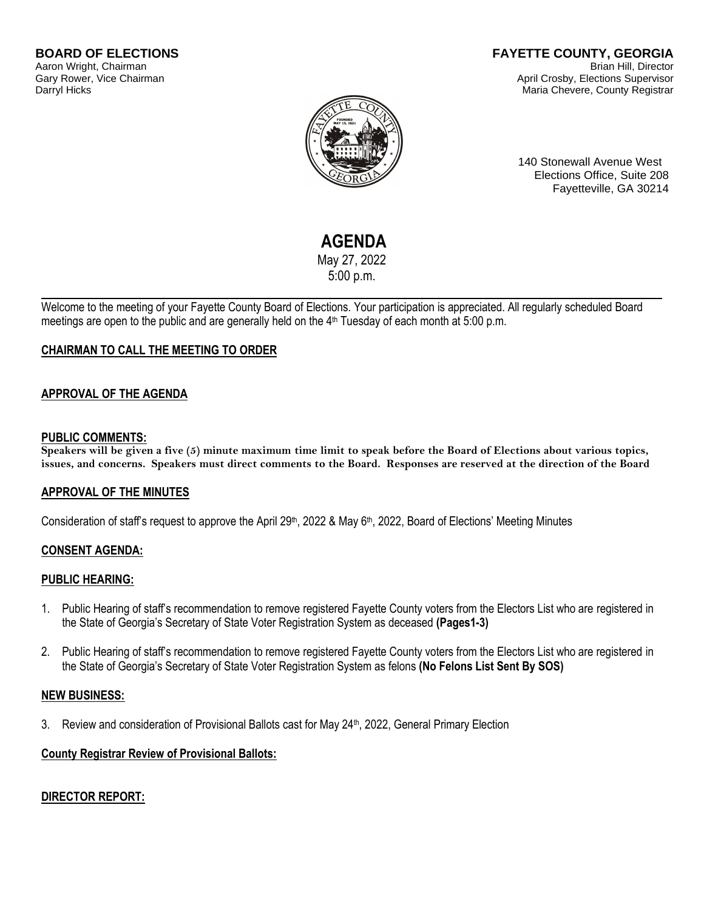**BOARD OF ELECTIONS**
Aaron Wright, Chairman
Gary Rower, Vice Chairman
Darryl Hicks

**FAYETTE COUNTY, GEORGIA**
Brian Hill, Director
April Crosby, Elections Supervisor
Maria Chevere, County Registrar

140 Stonewall Avenue West
Elections Office, Suite 208
Fayetteville, GA 30214

# AGENDA

May 27, 2022
5:00 p.m.

---

Welcome to the meeting of your Fayette County Board of Elections. Your participation is appreciated. All regularly scheduled Board meetings are open to the public and are generally held on the 4th Tuesday of each month at 5:00 p.m.

**CHAIRMAN TO CALL THE MEETING TO ORDER**

**APPROVAL OF THE AGENDA**

**PUBLIC COMMENTS:**

**Speakers will be given a five (5) minute maximum time limit to speak before the Board of Elections about various topics, issues, and concerns. Speakers must direct comments to the Board. Responses are reserved at the direction of the Board**

**APPROVAL OF THE MINUTES**

Consideration of staff's request to approve the April 29th, 2022 & May 6th, 2022, Board of Elections' Meeting Minutes

**CONSENT AGENDA:**

**PUBLIC HEARING:**

1. Public Hearing of staff's recommendation to remove registered Fayette County voters from the Electors List who are registered in the State of Georgia's Secretary of State Voter Registration System as deceased **(Pages1-3)**

2. Public Hearing of staff's recommendation to remove registered Fayette County voters from the Electors List who are registered in the State of Georgia's Secretary of State Voter Registration System as felons **(No Felons List Sent By SOS)**

**NEW BUSINESS:**

3. Review and consideration of Provisional Ballots cast for May 24th, 2022, General Primary Election

**County Registrar Review of Provisional Ballots:**

**DIRECTOR REPORT:**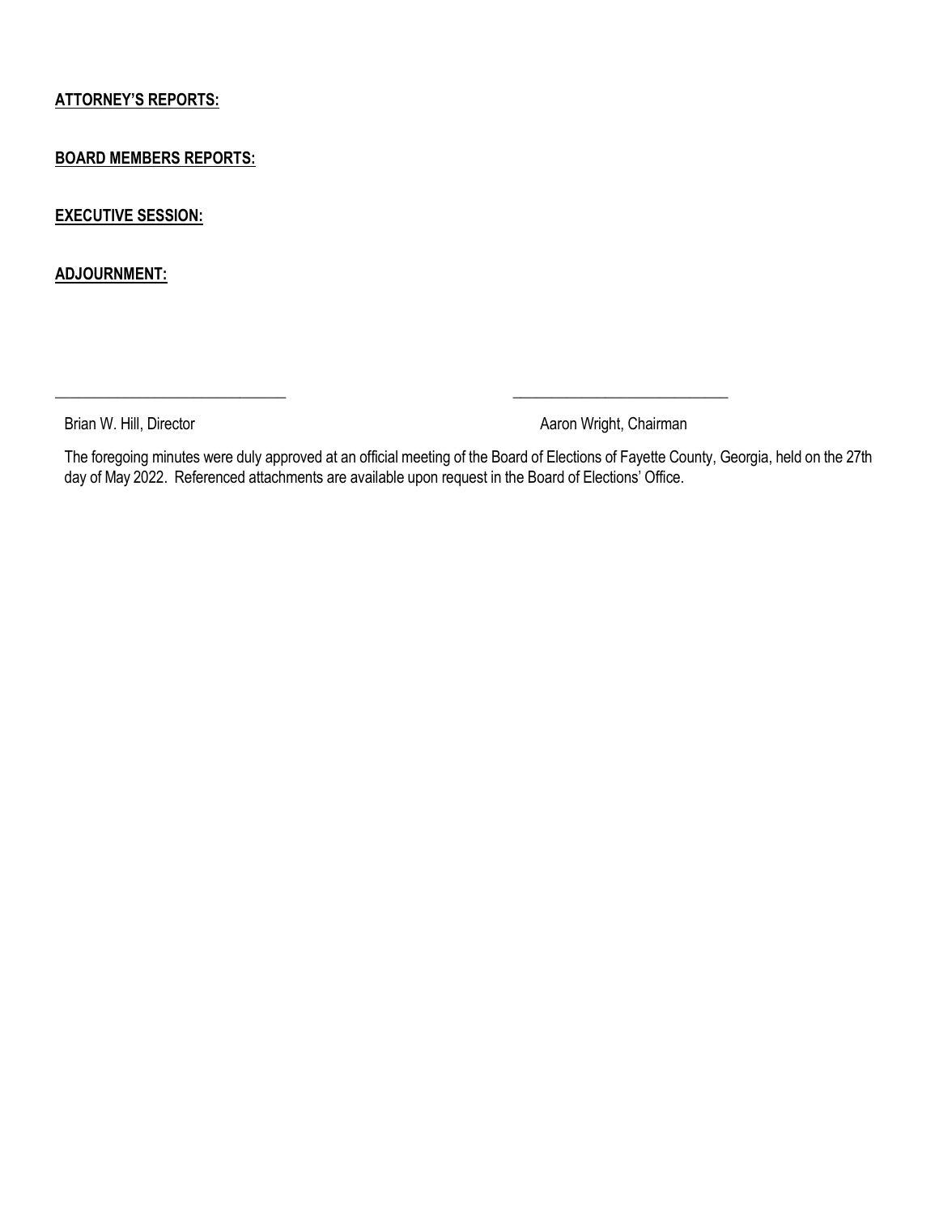**ATTORNEY'S REPORTS:**

**BOARD MEMBERS REPORTS:**

**EXECUTIVE SESSION:**

**ADJOURNMENT:**

\_\_\_\_\_\_\_\_\_\_\_\_\_\_\_\_\_\_\_\_\_\_\_\_\_\_\_\_\_\_ \_\_\_\_\_\_\_\_\_\_\_\_\_\_\_\_\_\_\_\_\_\_\_\_\_\_\_\_\_\_

Brian W. Hill, Director Aaron Wright, Chairman

The foregoing minutes were duly approved at an official meeting of the Board of Elections of Fayette County, Georgia, held on the 27th day of May 2022. Referenced attachments are available upon request in the Board of Elections' Office.